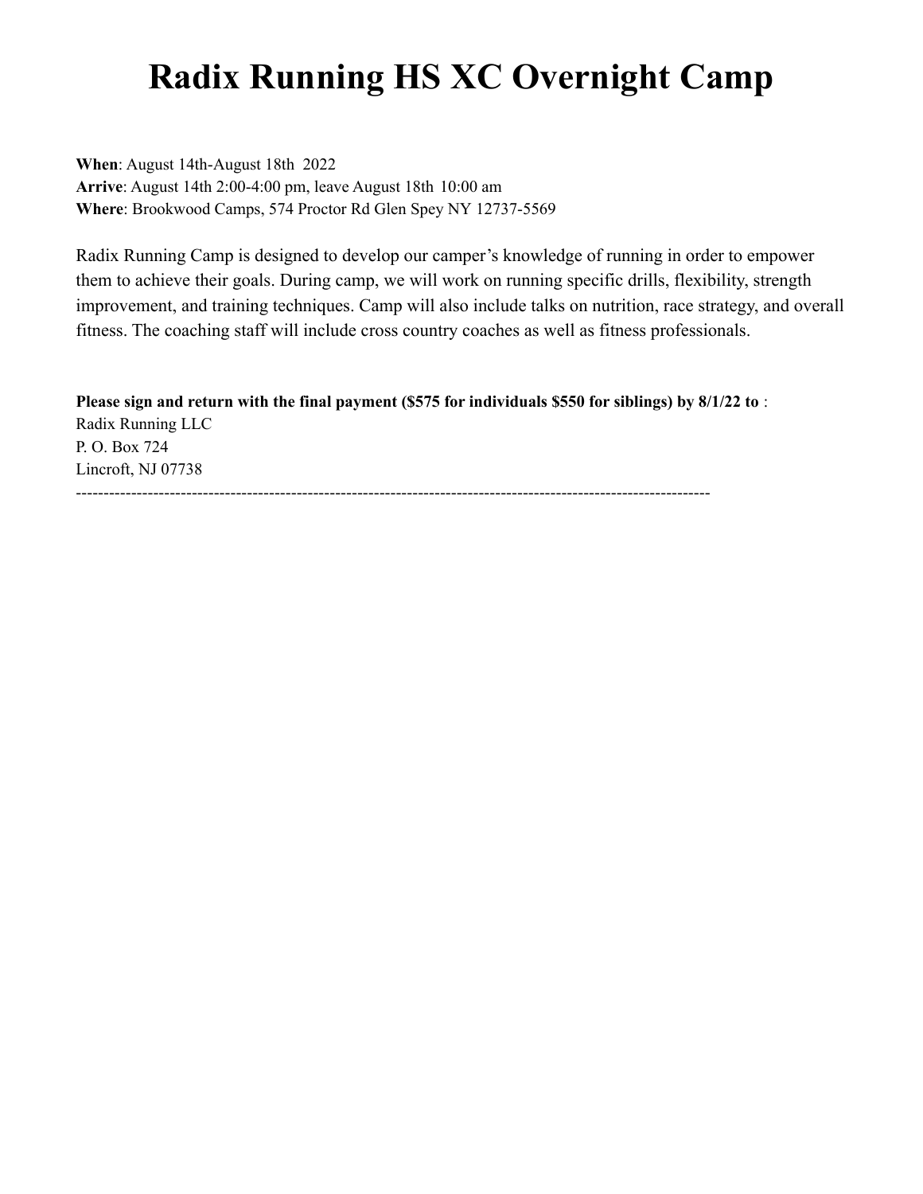# Radix Running HS XC Overnight Camp

**When**: August 14th-August 18th 2022
**Arrive**: August 14th 2:00-4:00 pm, leave August 18th 10:00 am
**Where**: Brookwood Camps, 574 Proctor Rd Glen Spey NY 12737-5569

Radix Running Camp is designed to develop our camper's knowledge of running in order to empower them to achieve their goals. During camp, we will work on running specific drills, flexibility, strength improvement, and training techniques. Camp will also include talks on nutrition, race strategy, and overall fitness. The coaching staff will include cross country coaches as well as fitness professionals.

**Please sign and return with the final payment ($575 for individuals $550 for siblings) by 8/1/22 to** :
Radix Running LLC
P. O. Box 724
Lincroft, NJ 07738

------------------------------------------------------------------------------------------------------------------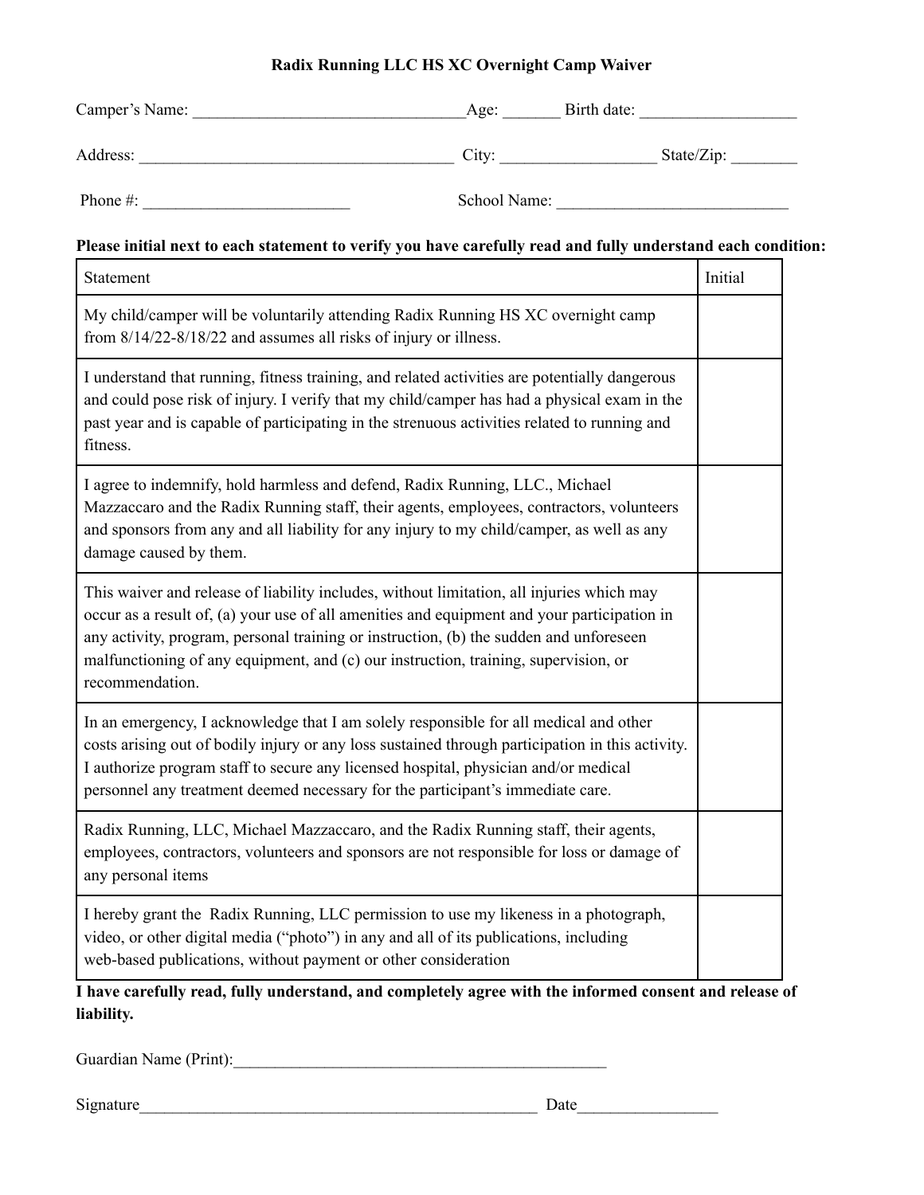# Radix Running LLC HS XC Overnight Camp Waiver

Camper's Name: ________________________________Age: _______ Birth date: ___________________

Address: _____________________________________ City: __________________ State/Zip: ________

Phone #: ________________________ School Name: ___________________________

**Please initial next to each statement to verify you have carefully read and fully understand each condition:**

| Statement | Initial |
|---|---|
| My child/camper will be voluntarily attending Radix Running HS XC overnight camp from 8/14/22-8/18/22 and assumes all risks of injury or illness. | |
| I understand that running, fitness training, and related activities are potentially dangerous and could pose risk of injury. I verify that my child/camper has had a physical exam in the past year and is capable of participating in the strenuous activities related to running and fitness. | |
| I agree to indemnify, hold harmless and defend, Radix Running, LLC., Michael Mazzaccaro and the Radix Running staff, their agents, employees, contractors, volunteers and sponsors from any and all liability for any injury to my child/camper, as well as any damage caused by them. | |
| This waiver and release of liability includes, without limitation, all injuries which may occur as a result of, (a) your use of all amenities and equipment and your participation in any activity, program, personal training or instruction, (b) the sudden and unforeseen malfunctioning of any equipment, and (c) our instruction, training, supervision, or recommendation. | |
| In an emergency, I acknowledge that I am solely responsible for all medical and other costs arising out of bodily injury or any loss sustained through participation in this activity. I authorize program staff to secure any licensed hospital, physician and/or medical personnel any treatment deemed necessary for the participant's immediate care. | |
| Radix Running, LLC, Michael Mazzaccaro, and the Radix Running staff, their agents, employees, contractors, volunteers and sponsors are not responsible for loss or damage of any personal items | |
| I hereby grant the Radix Running, LLC permission to use my likeness in a photograph, video, or other digital media ("photo") in any and all of its publications, including web-based publications, without payment or other consideration | |

**I have carefully read, fully understand, and completely agree with the informed consent and release of liability.**

Guardian Name (Print):_____________________________________________

Signature_________________________________________________ Date_________________